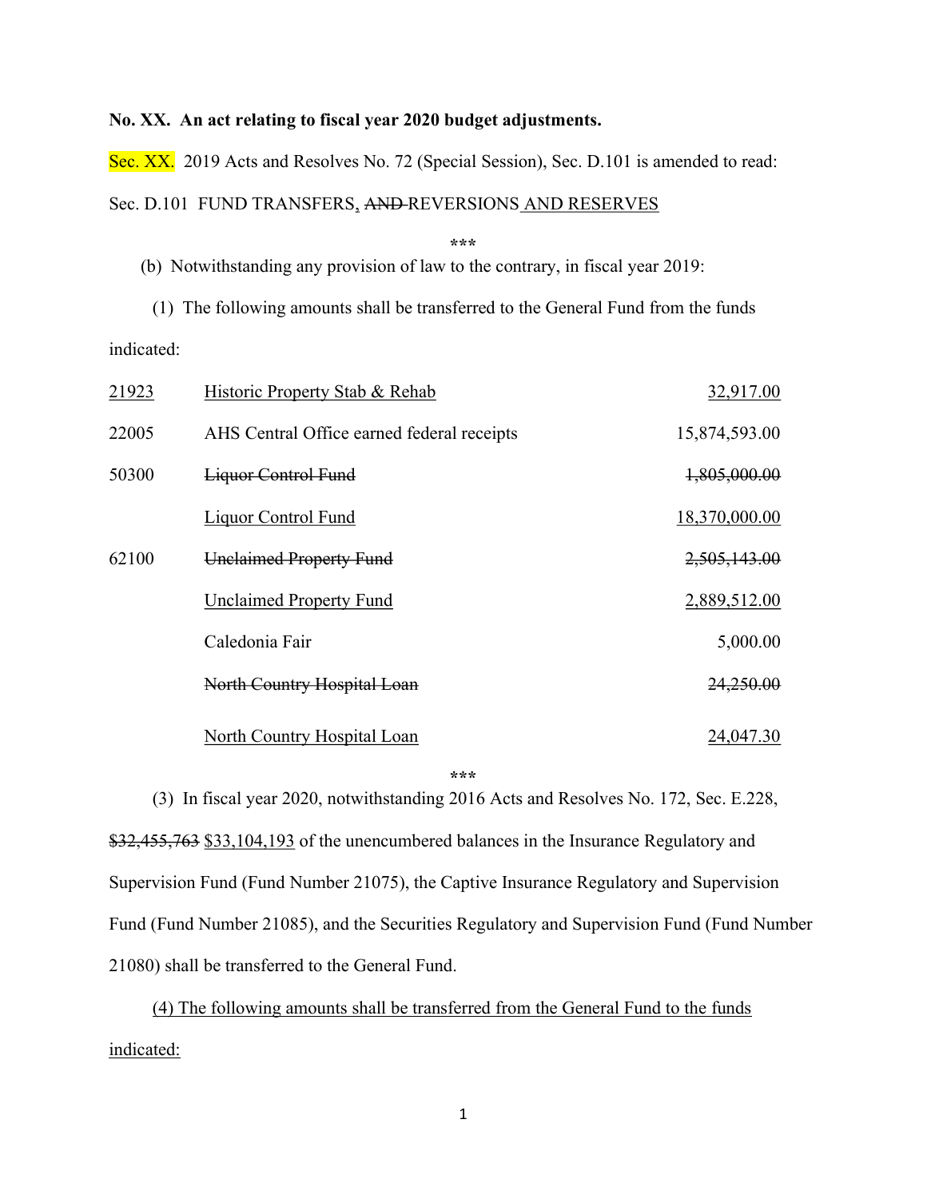**No. XX. An act relating to fiscal year 2020 budget adjustments.**

Sec. XX. 2019 Acts and Resolves No. 72 (Special Session), Sec. D.101 is amended to read:

Sec. D.101 FUND TRANSFERS, ~~AND~~ REVERSIONS AND RESERVES

\*\*\*

(b) Notwithstanding any provision of law to the contrary, in fiscal year 2019:

(1) The following amounts shall be transferred to the General Fund from the funds indicated:

| | | |
|---|---|---|
| <u>21923</u> | <u>Historic Property Stab & Rehab</u> | <u>32,917.00</u> |
| 22005 | AHS Central Office earned federal receipts | 15,874,593.00 |
| 50300 | ~~Liquor Control Fund~~ | ~~1,805,000.00~~ |
| | <u>Liquor Control Fund</u> | <u>18,370,000.00</u> |
| 62100 | ~~Unclaimed Property Fund~~ | ~~2,505,143.00~~ |
| | <u>Unclaimed Property Fund</u> | <u>2,889,512.00</u> |
| | Caledonia Fair | 5,000.00 |
| | ~~North Country Hospital Loan~~ | ~~24,250.00~~ |
| | <u>North Country Hospital Loan</u> | <u>24,047.30</u> |

\*\*\*

(3) In fiscal year 2020, notwithstanding 2016 Acts and Resolves No. 172, Sec. E.228, ~~$32,455,763~~ <u>$33,104,193</u> of the unencumbered balances in the Insurance Regulatory and Supervision Fund (Fund Number 21075), the Captive Insurance Regulatory and Supervision Fund (Fund Number 21085), and the Securities Regulatory and Supervision Fund (Fund Number 21080) shall be transferred to the General Fund.

<u>(4) The following amounts shall be transferred from the General Fund to the funds indicated:</u>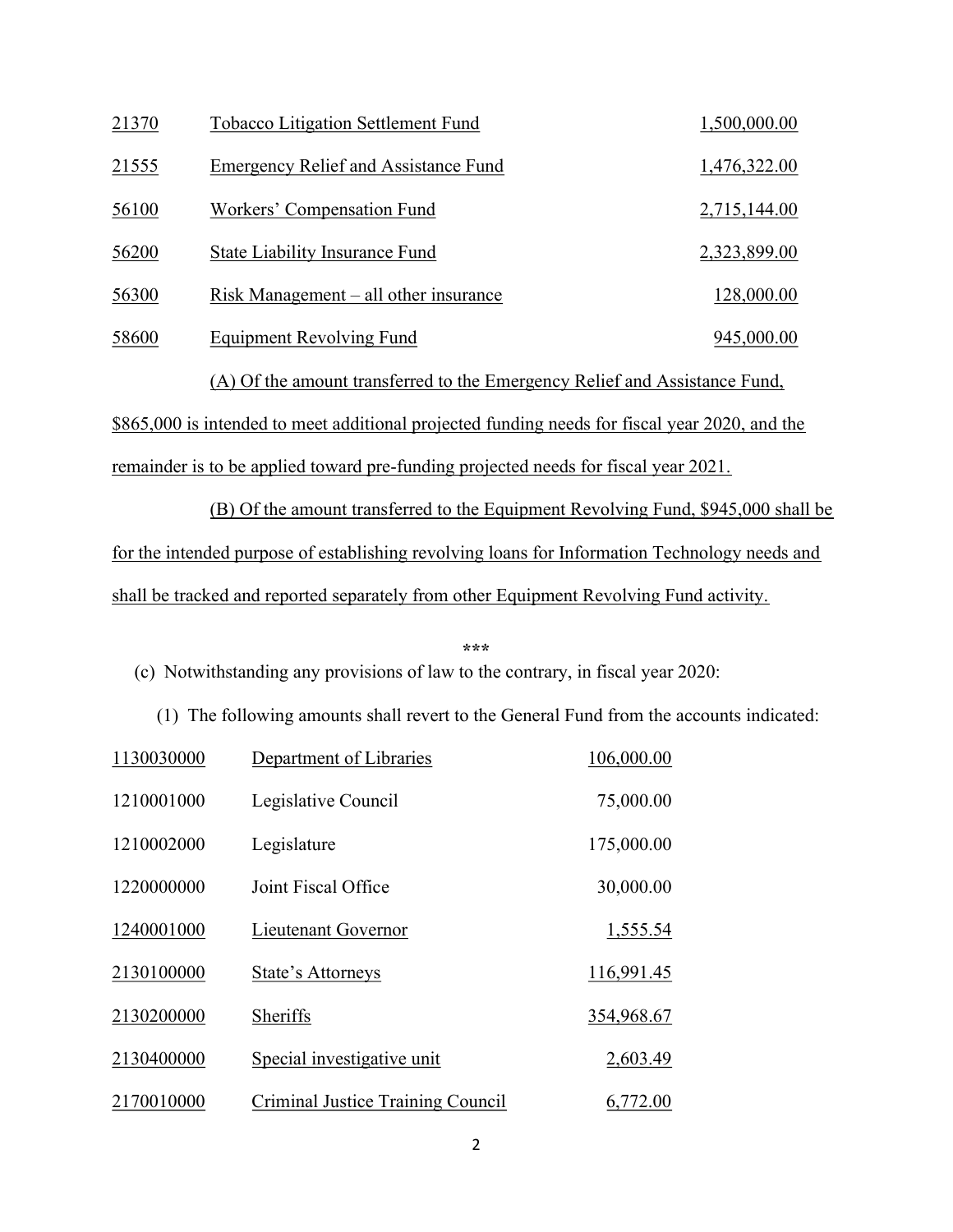| | | |
|---|---|---|
| 21370 | Tobacco Litigation Settlement Fund | 1,500,000.00 |
| 21555 | Emergency Relief and Assistance Fund | 1,476,322.00 |
| 56100 | Workers' Compensation Fund | 2,715,144.00 |
| 56200 | State Liability Insurance Fund | 2,323,899.00 |
| 56300 | Risk Management – all other insurance | 128,000.00 |
| 58600 | Equipment Revolving Fund | 945,000.00 |

(A) Of the amount transferred to the Emergency Relief and Assistance Fund, $865,000 is intended to meet additional projected funding needs for fiscal year 2020, and the remainder is to be applied toward pre-funding projected needs for fiscal year 2021.

(B) Of the amount transferred to the Equipment Revolving Fund, $945,000 shall be for the intended purpose of establishing revolving loans for Information Technology needs and shall be tracked and reported separately from other Equipment Revolving Fund activity.

***

(c) Notwithstanding any provisions of law to the contrary, in fiscal year 2020:

(1) The following amounts shall revert to the General Fund from the accounts indicated:

| | | |
|---|---|---|
| 1130030000 | Department of Libraries | 106,000.00 |
| 1210001000 | Legislative Council | 75,000.00 |
| 1210002000 | Legislature | 175,000.00 |
| 1220000000 | Joint Fiscal Office | 30,000.00 |
| 1240001000 | Lieutenant Governor | 1,555.54 |
| 2130100000 | State's Attorneys | 116,991.45 |
| 2130200000 | Sheriffs | 354,968.67 |
| 2130400000 | Special investigative unit | 2,603.49 |
| 2170010000 | Criminal Justice Training Council | 6,772.00 |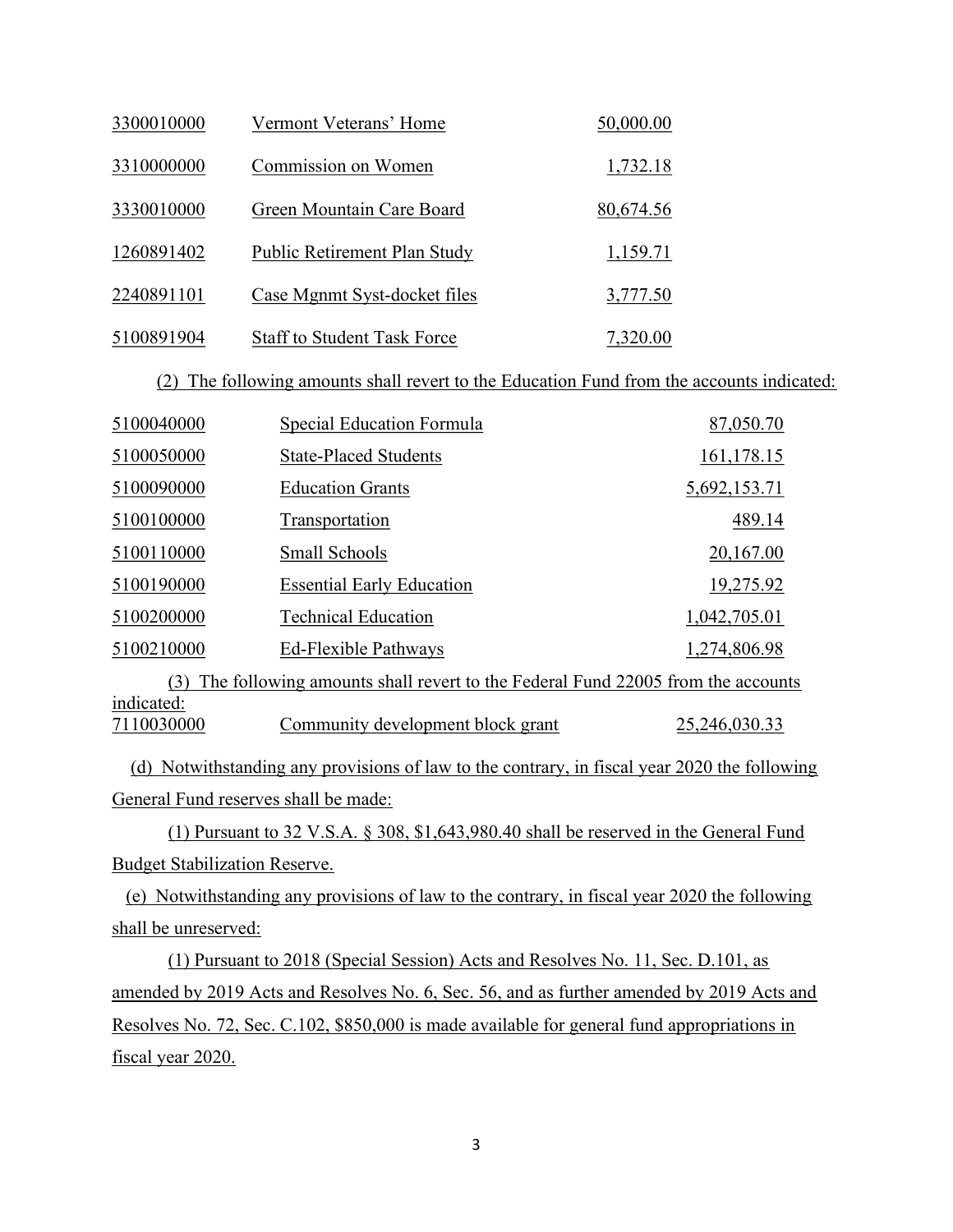| | | |
|---|---|---|
| 3300010000 | Vermont Veterans' Home | 50,000.00 |
| 3310000000 | Commission on Women | 1,732.18 |
| 3330010000 | Green Mountain Care Board | 80,674.56 |
| 1260891402 | Public Retirement Plan Study | 1,159.71 |
| 2240891101 | Case Mgnmt Syst-docket files | 3,777.50 |
| 5100891904 | Staff to Student Task Force | 7,320.00 |

(2) The following amounts shall revert to the Education Fund from the accounts indicated:

| | | |
|---|---|---|
| 5100040000 | Special Education Formula | 87,050.70 |
| 5100050000 | State-Placed Students | 161,178.15 |
| 5100090000 | Education Grants | 5,692,153.71 |
| 5100100000 | Transportation | 489.14 |
| 5100110000 | Small Schools | 20,167.00 |
| 5100190000 | Essential Early Education | 19,275.92 |
| 5100200000 | Technical Education | 1,042,705.01 |
| 5100210000 | Ed-Flexible Pathways | 1,274,806.98 |

(3) The following amounts shall revert to the Federal Fund 22005 from the accounts indicated:

| | | |
|---|---|---|
| 7110030000 | Community development block grant | 25,246,030.33 |

(d) Notwithstanding any provisions of law to the contrary, in fiscal year 2020 the following General Fund reserves shall be made:

(1) Pursuant to 32 V.S.A. § 308, $1,643,980.40 shall be reserved in the General Fund Budget Stabilization Reserve.

(e) Notwithstanding any provisions of law to the contrary, in fiscal year 2020 the following shall be unreserved:

(1) Pursuant to 2018 (Special Session) Acts and Resolves No. 11, Sec. D.101, as amended by 2019 Acts and Resolves No. 6, Sec. 56, and as further amended by 2019 Acts and Resolves No. 72, Sec. C.102, $850,000 is made available for general fund appropriations in fiscal year 2020.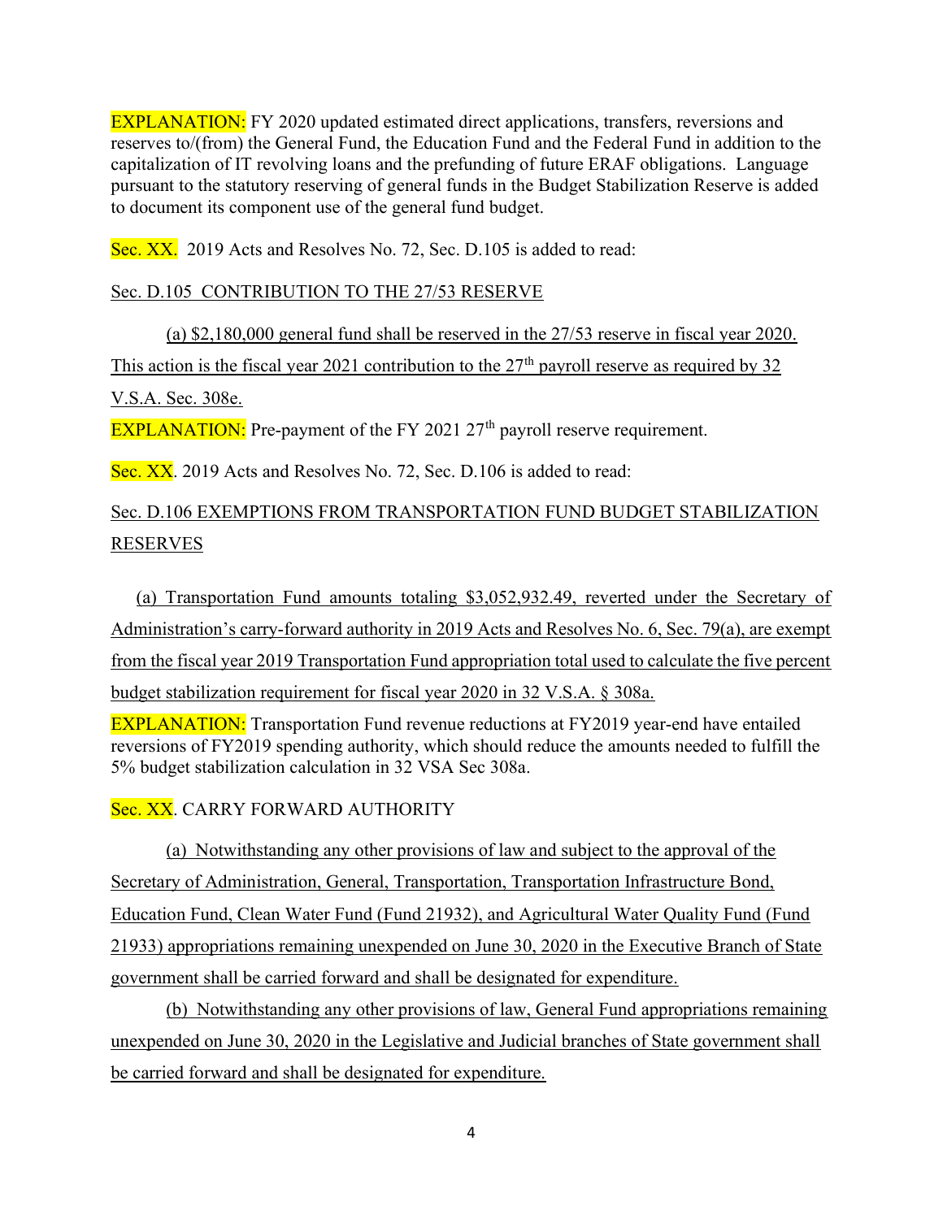EXPLANATION: FY 2020 updated estimated direct applications, transfers, reversions and reserves to/(from) the General Fund, the Education Fund and the Federal Fund in addition to the capitalization of IT revolving loans and the prefunding of future ERAF obligations. Language pursuant to the statutory reserving of general funds in the Budget Stabilization Reserve is added to document its component use of the general fund budget.

Sec. XX. 2019 Acts and Resolves No. 72, Sec. D.105 is added to read:

Sec. D.105 CONTRIBUTION TO THE 27/53 RESERVE

(a) $2,180,000 general fund shall be reserved in the 27/53 reserve in fiscal year 2020. This action is the fiscal year 2021 contribution to the 27th payroll reserve as required by 32 V.S.A. Sec. 308e.

EXPLANATION: Pre-payment of the FY 2021 27th payroll reserve requirement.

Sec. XX. 2019 Acts and Resolves No. 72, Sec. D.106 is added to read:

Sec. D.106 EXEMPTIONS FROM TRANSPORTATION FUND BUDGET STABILIZATION RESERVES

(a) Transportation Fund amounts totaling $3,052,932.49, reverted under the Secretary of Administration's carry-forward authority in 2019 Acts and Resolves No. 6, Sec. 79(a), are exempt from the fiscal year 2019 Transportation Fund appropriation total used to calculate the five percent budget stabilization requirement for fiscal year 2020 in 32 V.S.A. § 308a.

EXPLANATION: Transportation Fund revenue reductions at FY2019 year-end have entailed reversions of FY2019 spending authority, which should reduce the amounts needed to fulfill the 5% budget stabilization calculation in 32 VSA Sec 308a.

Sec. XX. CARRY FORWARD AUTHORITY

(a) Notwithstanding any other provisions of law and subject to the approval of the Secretary of Administration, General, Transportation, Transportation Infrastructure Bond, Education Fund, Clean Water Fund (Fund 21932), and Agricultural Water Quality Fund (Fund 21933) appropriations remaining unexpended on June 30, 2020 in the Executive Branch of State government shall be carried forward and shall be designated for expenditure.

(b) Notwithstanding any other provisions of law, General Fund appropriations remaining unexpended on June 30, 2020 in the Legislative and Judicial branches of State government shall be carried forward and shall be designated for expenditure.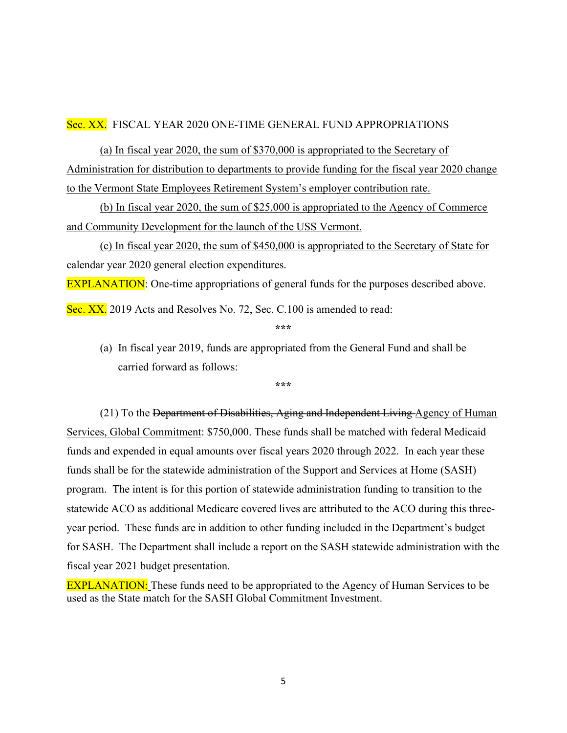Sec. XX. FISCAL YEAR 2020 ONE-TIME GENERAL FUND APPROPRIATIONS

(a) In fiscal year 2020, the sum of $370,000 is appropriated to the Secretary of Administration for distribution to departments to provide funding for the fiscal year 2020 change to the Vermont State Employees Retirement System's employer contribution rate.

(b) In fiscal year 2020, the sum of $25,000 is appropriated to the Agency of Commerce and Community Development for the launch of the USS Vermont.

(c) In fiscal year 2020, the sum of $450,000 is appropriated to the Secretary of State for calendar year 2020 general election expenditures.

EXPLANATION: One-time appropriations of general funds for the purposes described above.

Sec. XX. 2019 Acts and Resolves No. 72, Sec. C.100 is amended to read:

\*\*\*

(a) In fiscal year 2019, funds are appropriated from the General Fund and shall be carried forward as follows:

\*\*\*

(21) To the ~~Department of Disabilities, Aging and Independent Living~~ Agency of Human Services, Global Commitment: $750,000. These funds shall be matched with federal Medicaid funds and expended in equal amounts over fiscal years 2020 through 2022. In each year these funds shall be for the statewide administration of the Support and Services at Home (SASH) program. The intent is for this portion of statewide administration funding to transition to the statewide ACO as additional Medicare covered lives are attributed to the ACO during this three-year period. These funds are in addition to other funding included in the Department's budget for SASH. The Department shall include a report on the SASH statewide administration with the fiscal year 2021 budget presentation.

EXPLANATION: These funds need to be appropriated to the Agency of Human Services to be used as the State match for the SASH Global Commitment Investment.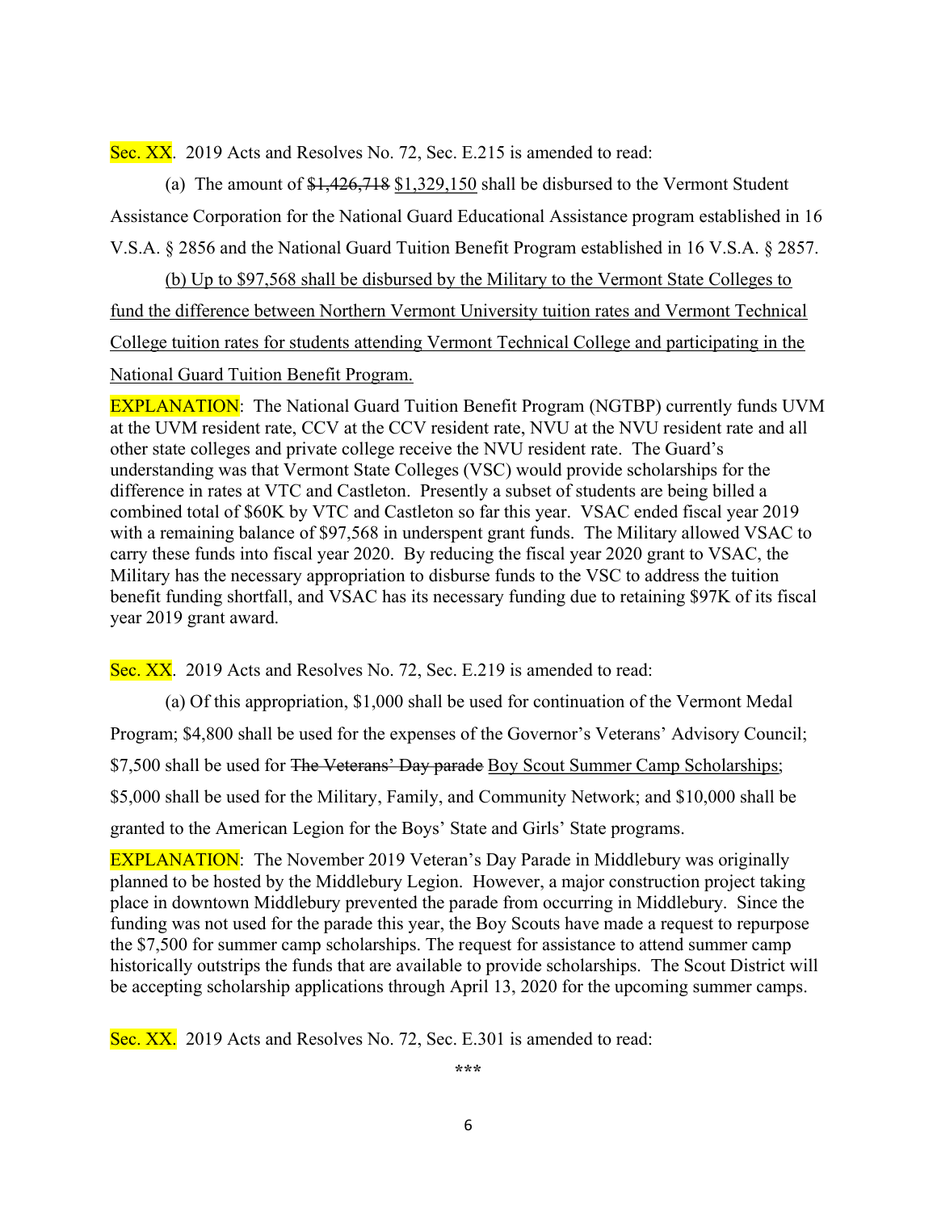Sec. XX. 2019 Acts and Resolves No. 72, Sec. E.215 is amended to read:

(a) The amount of ~~$1,426,718~~ <u>$1,329,150</u> shall be disbursed to the Vermont Student Assistance Corporation for the National Guard Educational Assistance program established in 16 V.S.A. § 2856 and the National Guard Tuition Benefit Program established in 16 V.S.A. § 2857.

<u>(b) Up to $97,568 shall be disbursed by the Military to the Vermont State Colleges to fund the difference between Northern Vermont University tuition rates and Vermont Technical College tuition rates for students attending Vermont Technical College and participating in the National Guard Tuition Benefit Program.</u>

EXPLANATION: The National Guard Tuition Benefit Program (NGTBP) currently funds UVM at the UVM resident rate, CCV at the CCV resident rate, NVU at the NVU resident rate and all other state colleges and private college receive the NVU resident rate. The Guard's understanding was that Vermont State Colleges (VSC) would provide scholarships for the difference in rates at VTC and Castleton. Presently a subset of students are being billed a combined total of $60K by VTC and Castleton so far this year. VSAC ended fiscal year 2019 with a remaining balance of $97,568 in underspent grant funds. The Military allowed VSAC to carry these funds into fiscal year 2020. By reducing the fiscal year 2020 grant to VSAC, the Military has the necessary appropriation to disburse funds to the VSC to address the tuition benefit funding shortfall, and VSAC has its necessary funding due to retaining $97K of its fiscal year 2019 grant award.

Sec. XX. 2019 Acts and Resolves No. 72, Sec. E.219 is amended to read:

(a) Of this appropriation, $1,000 shall be used for continuation of the Vermont Medal Program; $4,800 shall be used for the expenses of the Governor's Veterans' Advisory Council; $7,500 shall be used for ~~The Veterans' Day parade~~ <u>Boy Scout Summer Camp Scholarships</u>; $5,000 shall be used for the Military, Family, and Community Network; and $10,000 shall be granted to the American Legion for the Boys' State and Girls' State programs.

EXPLANATION: The November 2019 Veteran's Day Parade in Middlebury was originally planned to be hosted by the Middlebury Legion. However, a major construction project taking place in downtown Middlebury prevented the parade from occurring in Middlebury. Since the funding was not used for the parade this year, the Boy Scouts have made a request to repurpose the $7,500 for summer camp scholarships. The request for assistance to attend summer camp historically outstrips the funds that are available to provide scholarships. The Scout District will be accepting scholarship applications through April 13, 2020 for the upcoming summer camps.

Sec. XX. 2019 Acts and Resolves No. 72, Sec. E.301 is amended to read:

***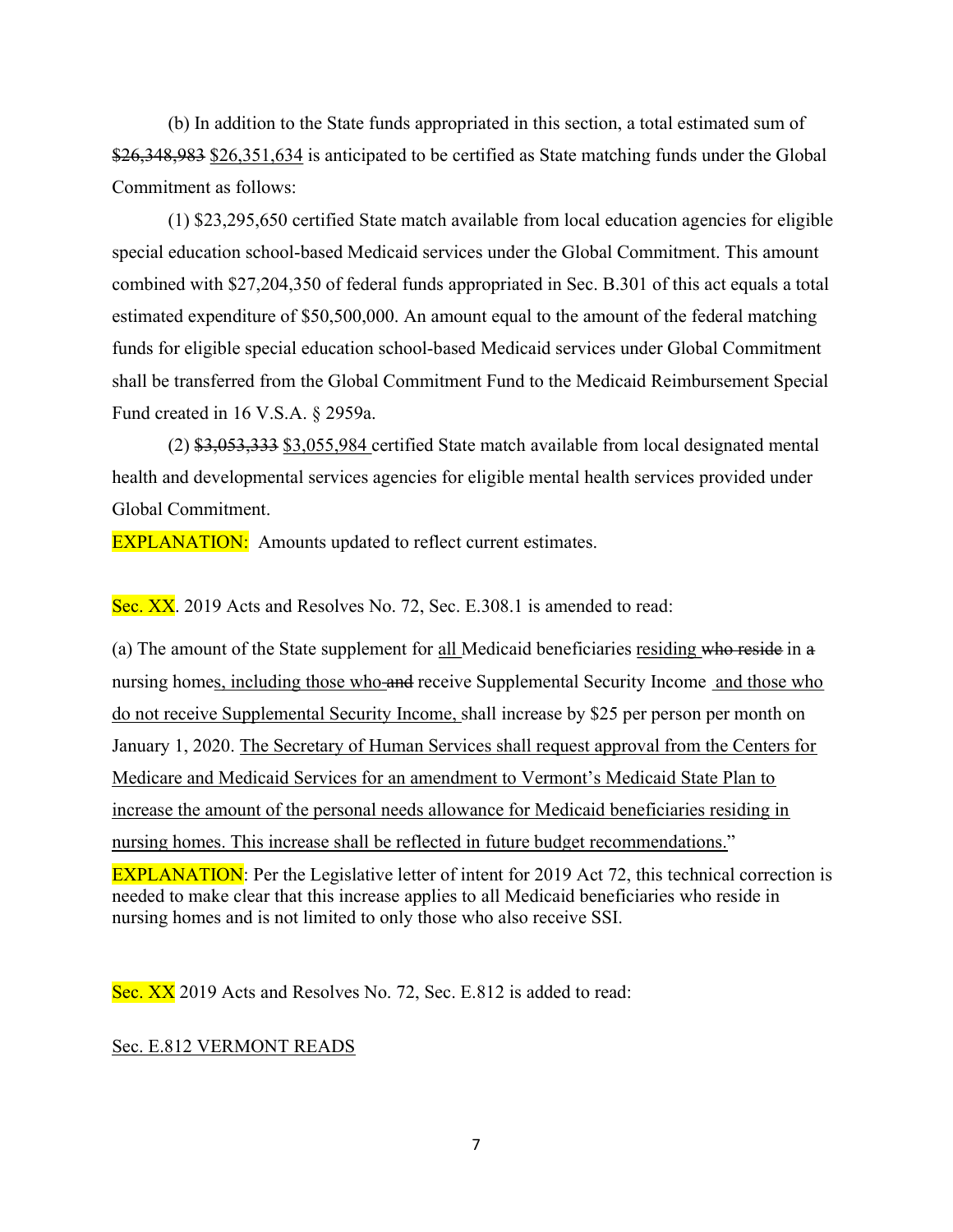(b) In addition to the State funds appropriated in this section, a total estimated sum of ~~$26,348,983~~ <u>$26,351,634</u> is anticipated to be certified as State matching funds under the Global Commitment as follows:

(1) $23,295,650 certified State match available from local education agencies for eligible special education school-based Medicaid services under the Global Commitment. This amount combined with $27,204,350 of federal funds appropriated in Sec. B.301 of this act equals a total estimated expenditure of $50,500,000. An amount equal to the amount of the federal matching funds for eligible special education school-based Medicaid services under Global Commitment shall be transferred from the Global Commitment Fund to the Medicaid Reimbursement Special Fund created in 16 V.S.A. § 2959a.

(2) ~~$3,053,333~~ <u>$3,055,984</u> certified State match available from local designated mental health and developmental services agencies for eligible mental health services provided under Global Commitment.

EXPLANATION: Amounts updated to reflect current estimates.

Sec. XX. 2019 Acts and Resolves No. 72, Sec. E.308.1 is amended to read:

(a) The amount of the State supplement for <u>all</u> Medicaid beneficiaries <u>residing</u> ~~who reside~~ in ~~a~~ nursing home<u>s, including those who</u> ~~and~~ receive Supplemental Security Income <u>and those who do not receive Supplemental Security Income,</u> shall increase by $25 per person per month on January 1, 2020. <u>The Secretary of Human Services shall request approval from the Centers for Medicare and Medicaid Services for an amendment to Vermont's Medicaid State Plan to increase the amount of the personal needs allowance for Medicaid beneficiaries residing in nursing homes. This increase shall be reflected in future budget recommendations.</u>"

EXPLANATION: Per the Legislative letter of intent for 2019 Act 72, this technical correction is needed to make clear that this increase applies to all Medicaid beneficiaries who reside in nursing homes and is not limited to only those who also receive SSI.

Sec. XX 2019 Acts and Resolves No. 72, Sec. E.812 is added to read:

<u>Sec. E.812 VERMONT READS</u>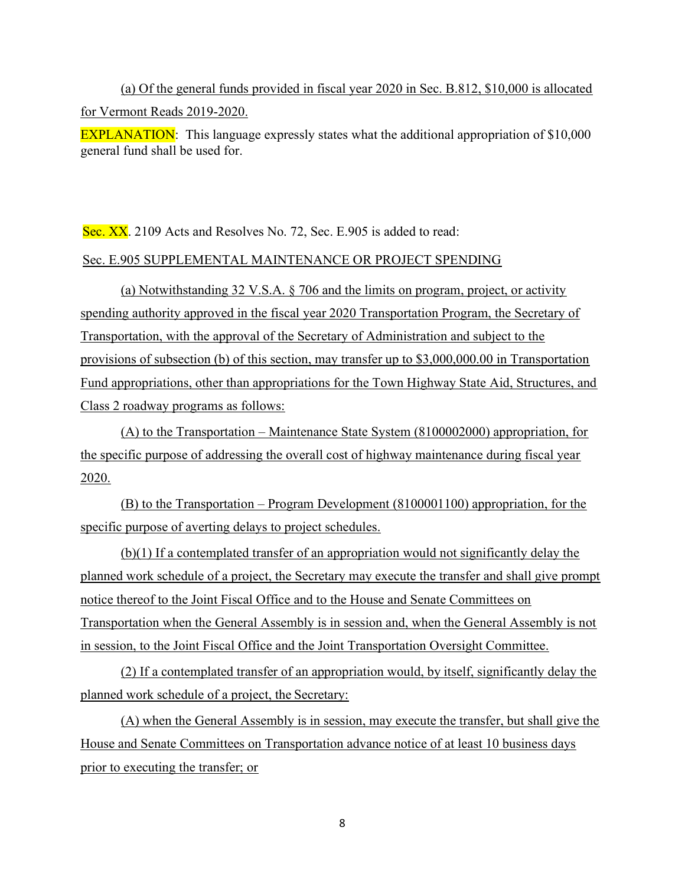(a) Of the general funds provided in fiscal year 2020 in Sec. B.812, $10,000 is allocated for Vermont Reads 2019-2020.

EXPLANATION: This language expressly states what the additional appropriation of $10,000 general fund shall be used for.

Sec. XX. 2109 Acts and Resolves No. 72, Sec. E.905 is added to read:

Sec. E.905 SUPPLEMENTAL MAINTENANCE OR PROJECT SPENDING

(a) Notwithstanding 32 V.S.A. § 706 and the limits on program, project, or activity spending authority approved in the fiscal year 2020 Transportation Program, the Secretary of Transportation, with the approval of the Secretary of Administration and subject to the provisions of subsection (b) of this section, may transfer up to $3,000,000.00 in Transportation Fund appropriations, other than appropriations for the Town Highway State Aid, Structures, and Class 2 roadway programs as follows:

(A) to the Transportation – Maintenance State System (8100002000) appropriation, for the specific purpose of addressing the overall cost of highway maintenance during fiscal year 2020.

(B) to the Transportation – Program Development (8100001100) appropriation, for the specific purpose of averting delays to project schedules.

(b)(1) If a contemplated transfer of an appropriation would not significantly delay the planned work schedule of a project, the Secretary may execute the transfer and shall give prompt notice thereof to the Joint Fiscal Office and to the House and Senate Committees on Transportation when the General Assembly is in session and, when the General Assembly is not in session, to the Joint Fiscal Office and the Joint Transportation Oversight Committee.

(2) If a contemplated transfer of an appropriation would, by itself, significantly delay the planned work schedule of a project, the Secretary:

(A) when the General Assembly is in session, may execute the transfer, but shall give the House and Senate Committees on Transportation advance notice of at least 10 business days prior to executing the transfer; or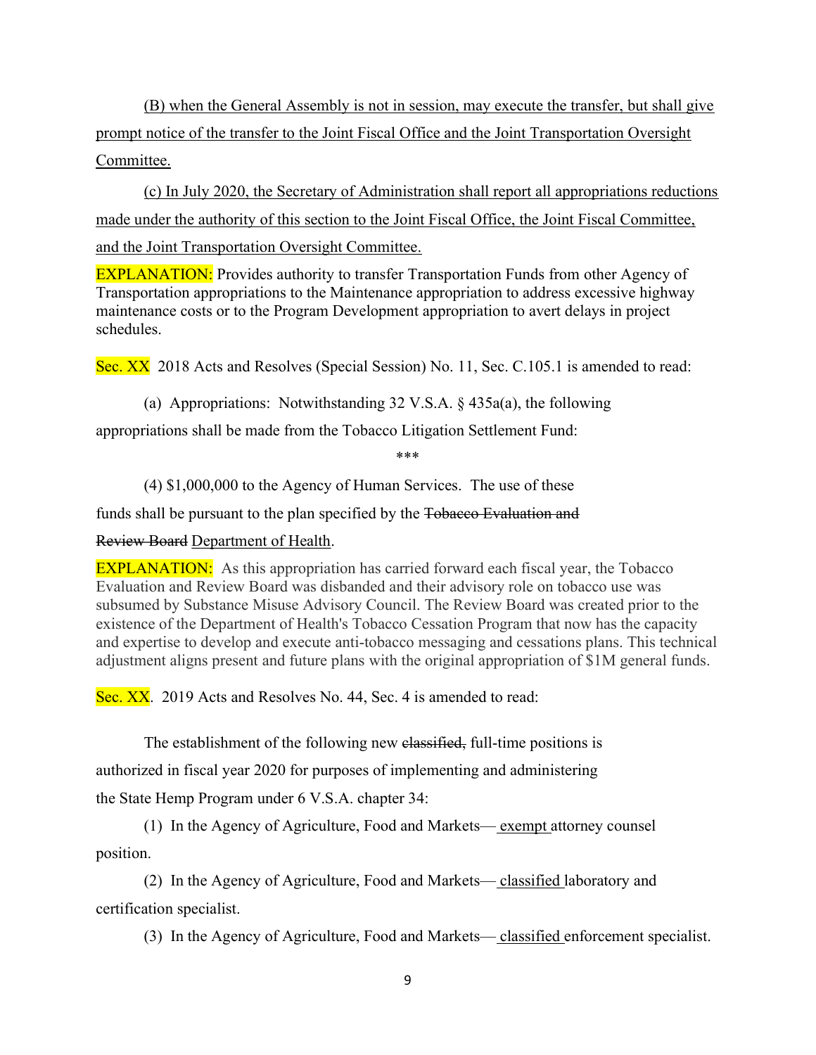(B) when the General Assembly is not in session, may execute the transfer, but shall give prompt notice of the transfer to the Joint Fiscal Office and the Joint Transportation Oversight Committee.

(c) In July 2020, the Secretary of Administration shall report all appropriations reductions made under the authority of this section to the Joint Fiscal Office, the Joint Fiscal Committee, and the Joint Transportation Oversight Committee.

EXPLANATION: Provides authority to transfer Transportation Funds from other Agency of Transportation appropriations to the Maintenance appropriation to address excessive highway maintenance costs or to the Program Development appropriation to avert delays in project schedules.

Sec. XX 2018 Acts and Resolves (Special Session) No. 11, Sec. C.105.1 is amended to read:

(a) Appropriations: Notwithstanding 32 V.S.A. § 435a(a), the following appropriations shall be made from the Tobacco Litigation Settlement Fund:

\*\*\*

(4) $1,000,000 to the Agency of Human Services. The use of these funds shall be pursuant to the plan specified by the ~~Tobacco Evaluation and Review Board~~ Department of Health.

EXPLANATION: As this appropriation has carried forward each fiscal year, the Tobacco Evaluation and Review Board was disbanded and their advisory role on tobacco use was subsumed by Substance Misuse Advisory Council. The Review Board was created prior to the existence of the Department of Health's Tobacco Cessation Program that now has the capacity and expertise to develop and execute anti-tobacco messaging and cessations plans. This technical adjustment aligns present and future plans with the original appropriation of $1M general funds.

Sec. XX. 2019 Acts and Resolves No. 44, Sec. 4 is amended to read:

The establishment of the following new ~~classified,~~ full-time positions is authorized in fiscal year 2020 for purposes of implementing and administering the State Hemp Program under 6 V.S.A. chapter 34:

(1) In the Agency of Agriculture, Food and Markets— exempt attorney counsel position.

(2) In the Agency of Agriculture, Food and Markets— classified laboratory and certification specialist.

(3) In the Agency of Agriculture, Food and Markets— classified enforcement specialist.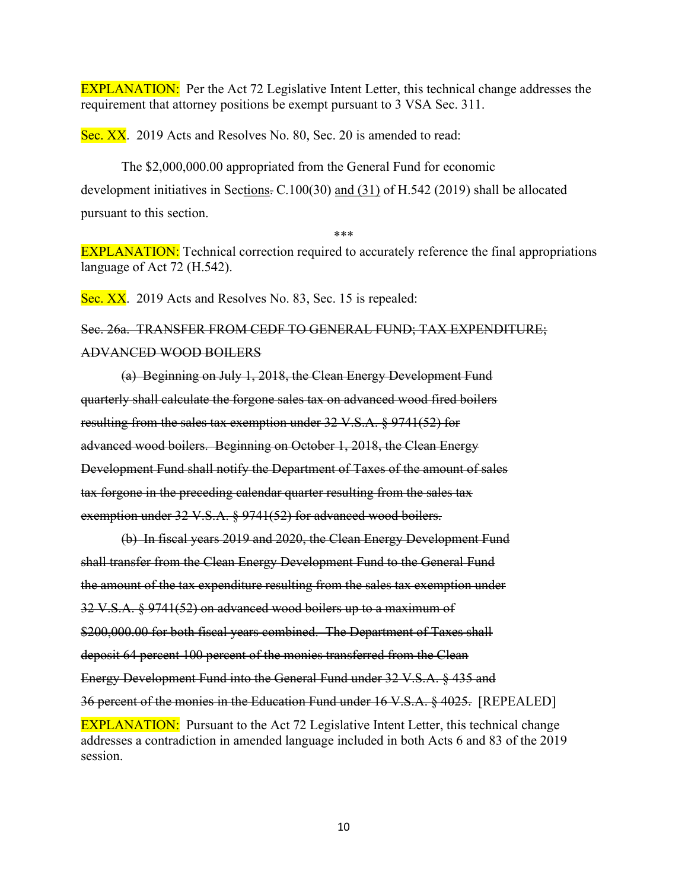EXPLANATION: Per the Act 72 Legislative Intent Letter, this technical change addresses the requirement that attorney positions be exempt pursuant to 3 VSA Sec. 311.

Sec. XX. 2019 Acts and Resolves No. 80, Sec. 20 is amended to read:

The $2,000,000.00 appropriated from the General Fund for economic development initiatives in Sec<u>tions</u>~~.~~ C.100(30) <u>and (31)</u> of H.542 (2019) shall be allocated pursuant to this section.

\*\*\*

EXPLANATION: Technical correction required to accurately reference the final appropriations language of Act 72 (H.542).

Sec. XX. 2019 Acts and Resolves No. 83, Sec. 15 is repealed:

~~Sec. 26a. TRANSFER FROM CEDF TO GENERAL FUND; TAX EXPENDITURE; ADVANCED WOOD BOILERS~~

~~(a) Beginning on July 1, 2018, the Clean Energy Development Fund quarterly shall calculate the forgone sales tax on advanced wood fired boilers resulting from the sales tax exemption under 32 V.S.A. § 9741(52) for advanced wood boilers. Beginning on October 1, 2018, the Clean Energy Development Fund shall notify the Department of Taxes of the amount of sales tax forgone in the preceding calendar quarter resulting from the sales tax exemption under 32 V.S.A. § 9741(52) for advanced wood boilers.~~

~~(b) In fiscal years 2019 and 2020, the Clean Energy Development Fund shall transfer from the Clean Energy Development Fund to the General Fund the amount of the tax expenditure resulting from the sales tax exemption under 32 V.S.A. § 9741(52) on advanced wood boilers up to a maximum of $200,000.00 for both fiscal years combined. The Department of Taxes shall deposit 64 percent 100 percent of the monies transferred from the Clean Energy Development Fund into the General Fund under 32 V.S.A. § 435 and 36 percent of the monies in the Education Fund under 16 V.S.A. § 4025.~~ [REPEALED]

EXPLANATION: Pursuant to the Act 72 Legislative Intent Letter, this technical change addresses a contradiction in amended language included in both Acts 6 and 83 of the 2019 session.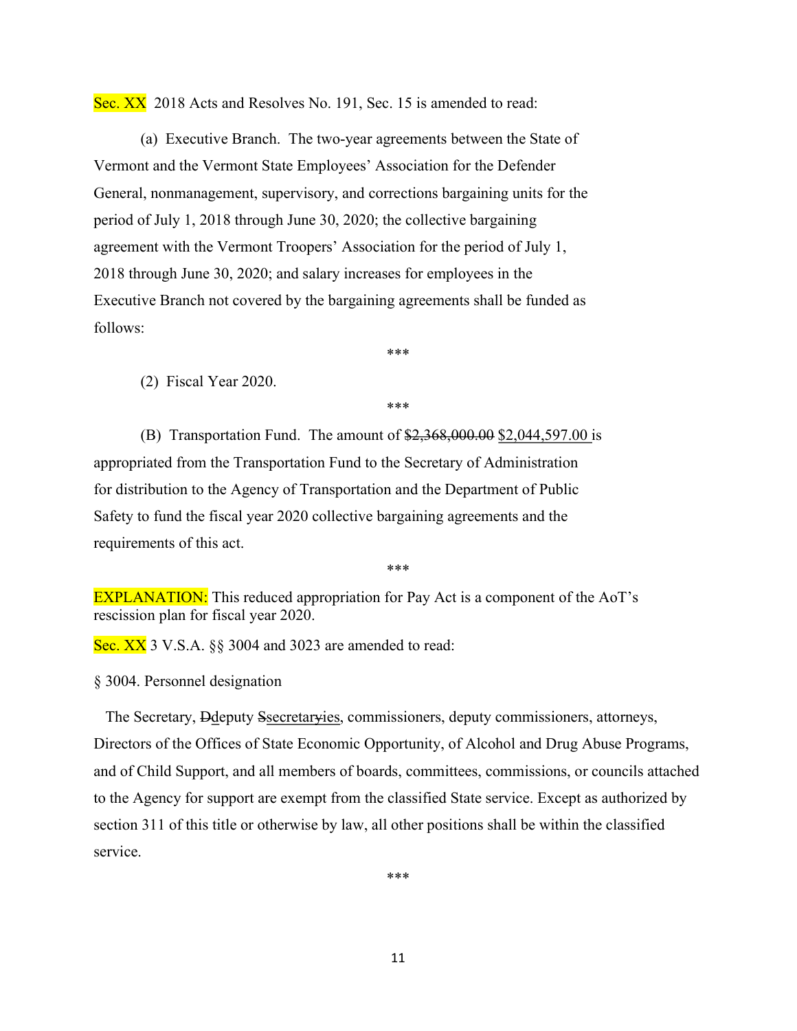Sec. XX 2018 Acts and Resolves No. 191, Sec. 15 is amended to read:

(a) Executive Branch. The two-year agreements between the State of Vermont and the Vermont State Employees' Association for the Defender General, nonmanagement, supervisory, and corrections bargaining units for the period of July 1, 2018 through June 30, 2020; the collective bargaining agreement with the Vermont Troopers' Association for the period of July 1, 2018 through June 30, 2020; and salary increases for employees in the Executive Branch not covered by the bargaining agreements shall be funded as follows:

\*\*\*

(2) Fiscal Year 2020.

\*\*\*

(B) Transportation Fund. The amount of ~~$2,368,000.00~~ <u>$2,044,597.00</u> is appropriated from the Transportation Fund to the Secretary of Administration for distribution to the Agency of Transportation and the Department of Public Safety to fund the fiscal year 2020 collective bargaining agreements and the requirements of this act.

\*\*\*

EXPLANATION: This reduced appropriation for Pay Act is a component of the AoT's rescission plan for fiscal year 2020.

Sec. XX 3 V.S.A. §§ 3004 and 3023 are amended to read:

§ 3004. Personnel designation

The Secretary, ~~D~~<u>d</u>eputy ~~S~~<u>s</u>ecretar~~y~~<u>ies</u>, commissioners, deputy commissioners, attorneys, Directors of the Offices of State Economic Opportunity, of Alcohol and Drug Abuse Programs, and of Child Support, and all members of boards, committees, commissions, or councils attached to the Agency for support are exempt from the classified State service. Except as authorized by section 311 of this title or otherwise by law, all other positions shall be within the classified service.

\*\*\*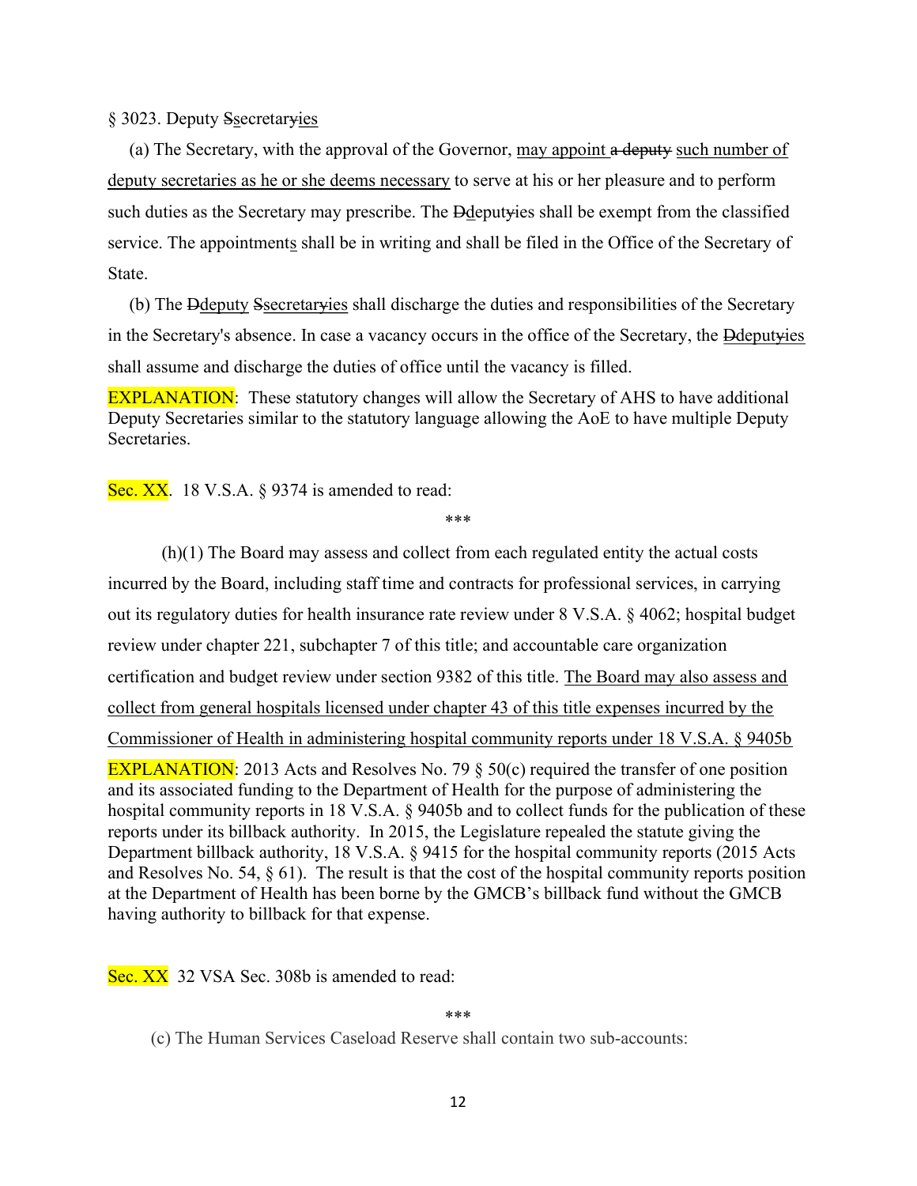§ 3023. Deputy ~~S~~<u>s</u>ecretar~~y~~<u>ies</u>

(a) The Secretary, with the approval of the Governor, <u>may appoint</u> ~~a deputy~~ <u>such number of deputy secretaries as he or she deems necessary</u> to serve at his or her pleasure and to perform such duties as the Secretary may prescribe. The ~~D~~<u>d</u>eput~~y~~ies shall be exempt from the classified service. The appointment<u>s</u> shall be in writing and shall be filed in the Office of the Secretary of State.

(b) The ~~D~~<u>deputy</u> ~~S~~<u>secretar</u>~~y~~<u>ies</u> shall discharge the duties and responsibilities of the Secretary in the Secretary's absence. In case a vacancy occurs in the office of the Secretary, the ~~D~~<u>deput</u>~~y~~<u>ies</u> shall assume and discharge the duties of office until the vacancy is filled.

EXPLANATION: These statutory changes will allow the Secretary of AHS to have additional Deputy Secretaries similar to the statutory language allowing the AoE to have multiple Deputy Secretaries.

Sec. XX. 18 V.S.A. § 9374 is amended to read:

\*\*\*

(h)(1) The Board may assess and collect from each regulated entity the actual costs incurred by the Board, including staff time and contracts for professional services, in carrying out its regulatory duties for health insurance rate review under 8 V.S.A. § 4062; hospital budget review under chapter 221, subchapter 7 of this title; and accountable care organization certification and budget review under section 9382 of this title. <u>The Board may also assess and collect from general hospitals licensed under chapter 43 of this title expenses incurred by the Commissioner of Health in administering hospital community reports under 18 V.S.A. § 9405b</u>

EXPLANATION: 2013 Acts and Resolves No. 79 § 50(c) required the transfer of one position and its associated funding to the Department of Health for the purpose of administering the hospital community reports in 18 V.S.A. § 9405b and to collect funds for the publication of these reports under its billback authority. In 2015, the Legislature repealed the statute giving the Department billback authority, 18 V.S.A. § 9415 for the hospital community reports (2015 Acts and Resolves No. 54, § 61). The result is that the cost of the hospital community reports position at the Department of Health has been borne by the GMCB's billback fund without the GMCB having authority to billback for that expense.

Sec. XX 32 VSA Sec. 308b is amended to read:

\*\*\*

(c) The Human Services Caseload Reserve shall contain two sub-accounts: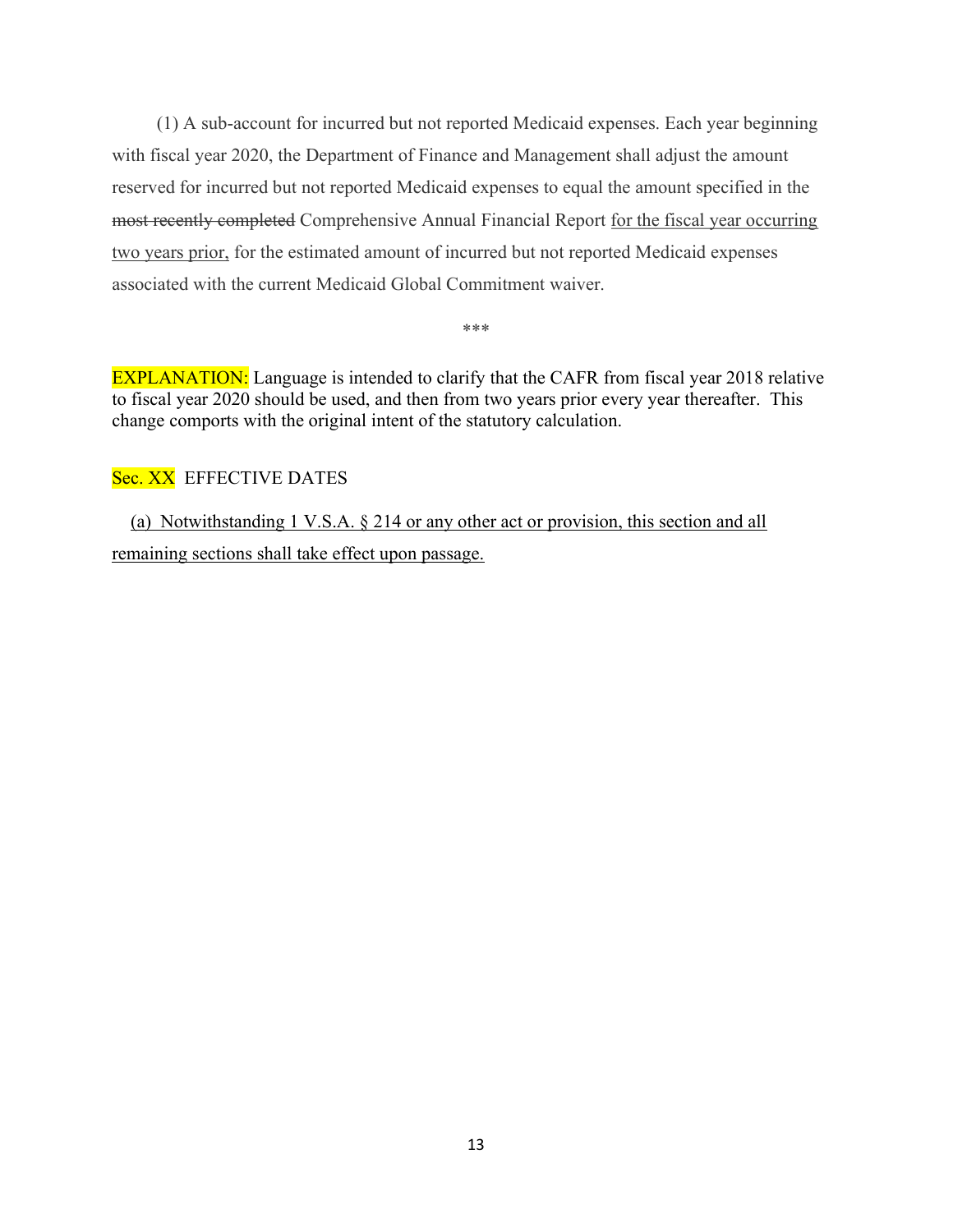(1) A sub-account for incurred but not reported Medicaid expenses. Each year beginning with fiscal year 2020, the Department of Finance and Management shall adjust the amount reserved for incurred but not reported Medicaid expenses to equal the amount specified in the ~~most recently completed~~ Comprehensive Annual Financial Report <u>for the fiscal year occurring two years prior,</u> for the estimated amount of incurred but not reported Medicaid expenses associated with the current Medicaid Global Commitment waiver.

\*\*\*

EXPLANATION: Language is intended to clarify that the CAFR from fiscal year 2018 relative to fiscal year 2020 should be used, and then from two years prior every year thereafter. This change comports with the original intent of the statutory calculation.

Sec. XX EFFECTIVE DATES

<u>(a) Notwithstanding 1 V.S.A. § 214 or any other act or provision, this section and all remaining sections shall take effect upon passage.</u>